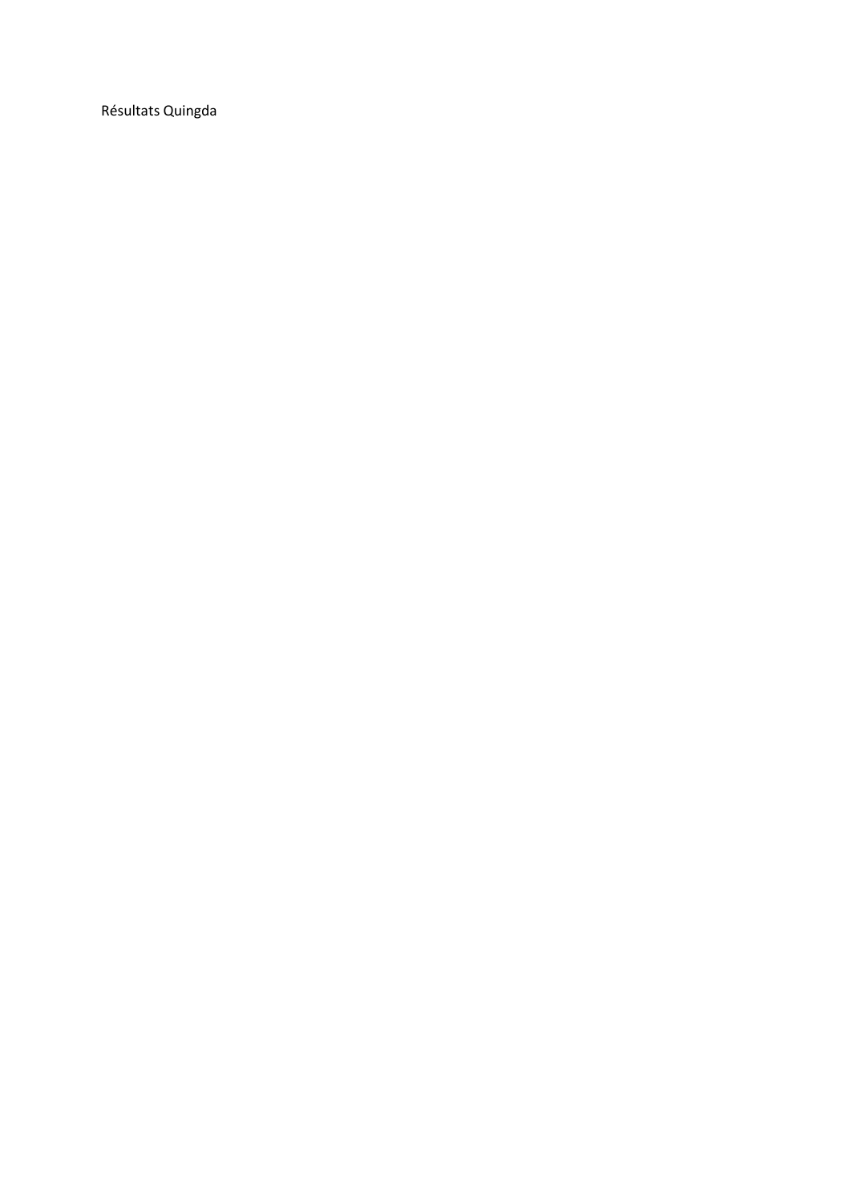Résultats Quingda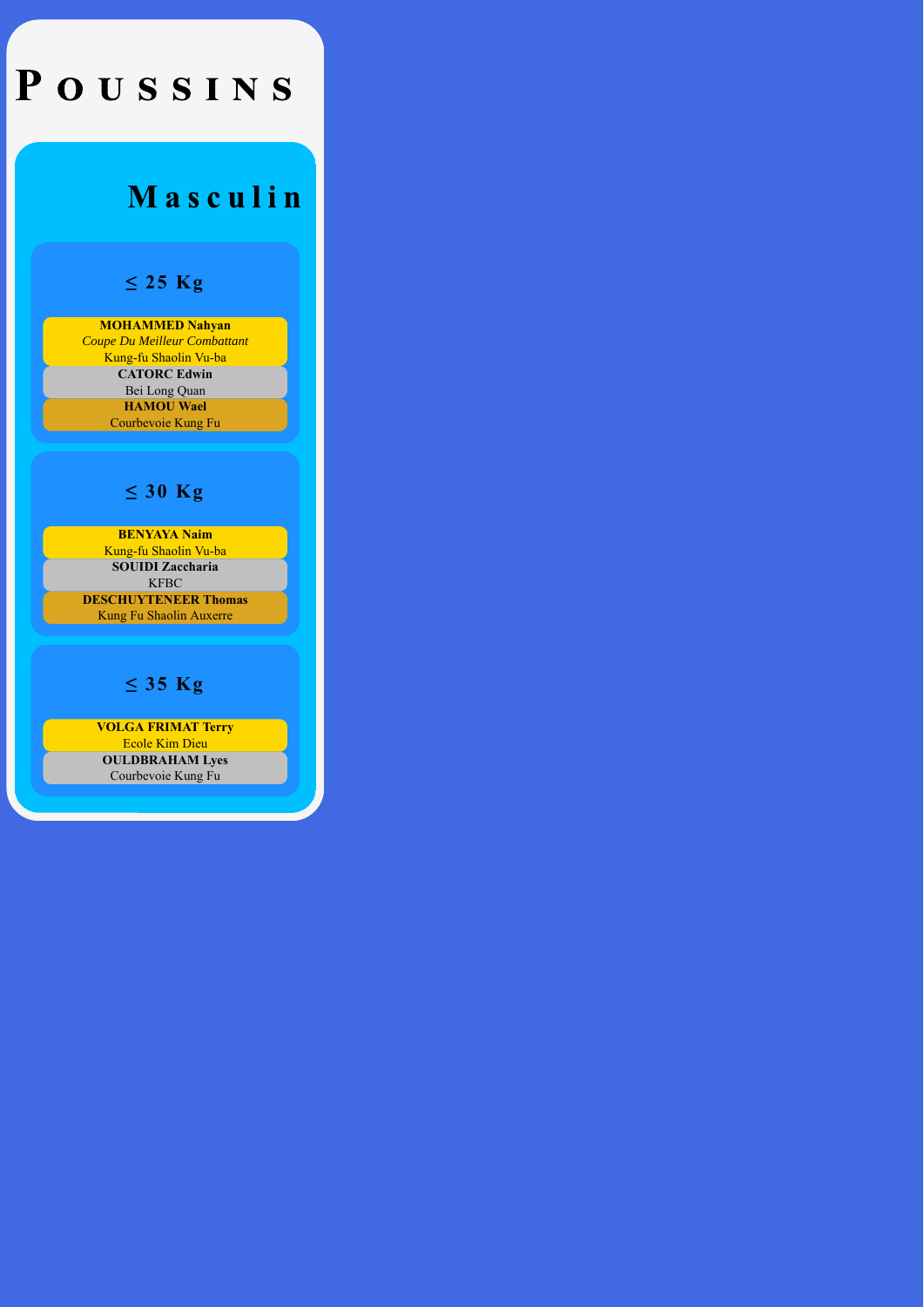# Poussins

## Masculin

### ≤ 25 Kg

**MOHAMMED Nahyan**
*Coupe Du Meilleur Combattant*
Kung-fu Shaolin Vu-ba

**CATORC Edwin**
Bei Long Quan

**HAMOU Wael**
Courbevoie Kung Fu

### ≤ 30 Kg

**BENYAYA Naim**
Kung-fu Shaolin Vu-ba

**SOUIDI Zaccharia**
KFBC

**DESCHUYTENEER Thomas**
Kung Fu Shaolin Auxerre

### ≤ 35 Kg

**VOLGA FRIMAT Terry**
Ecole Kim Dieu

**OULDBRAHAM Lyes**
Courbevoie Kung Fu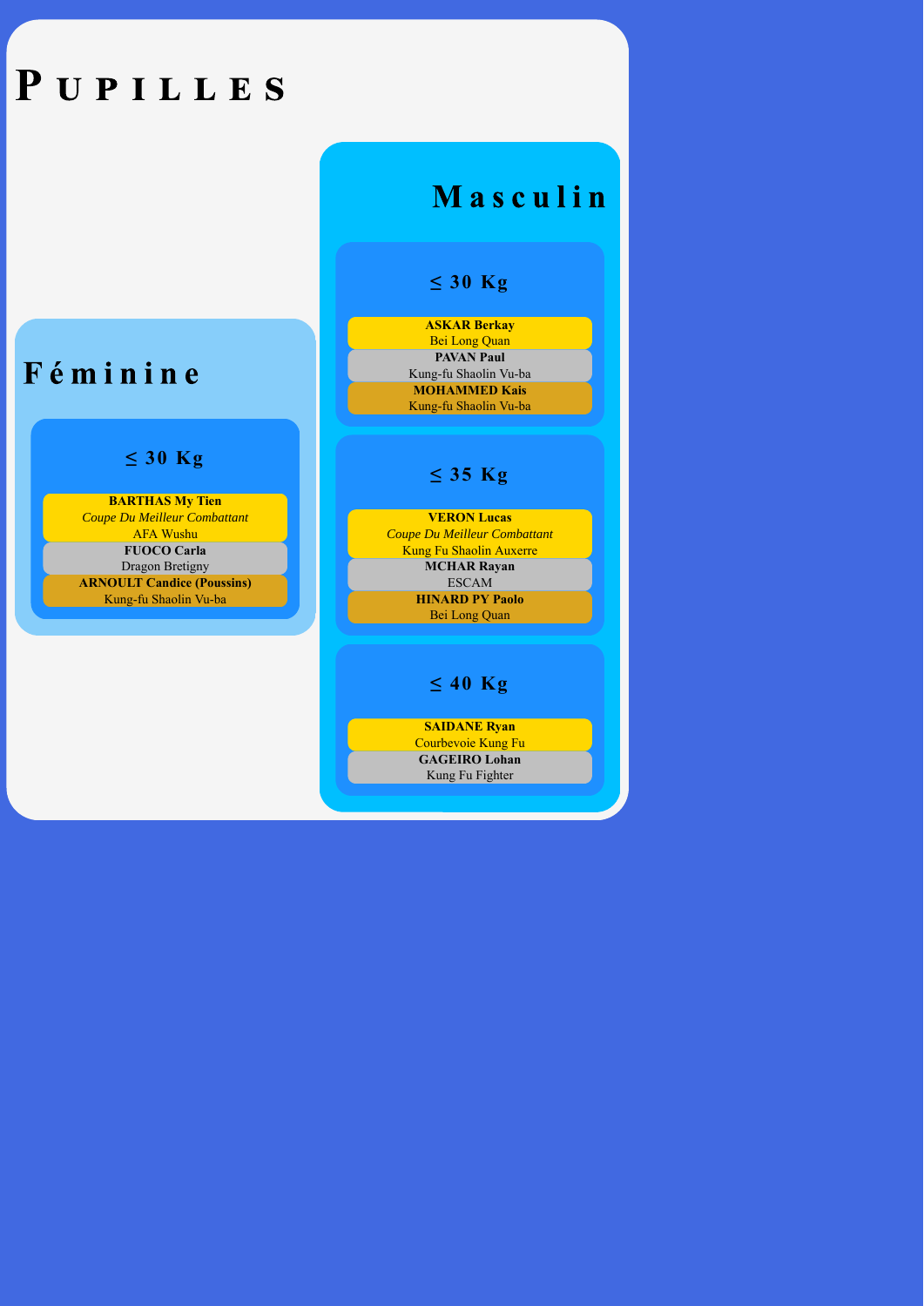# Pupilles

## Féminine

### ≤ 30 Kg

**BARTHAS My Tien**
*Coupe Du Meilleur Combattant*
AFA Wushu

**FUOCO Carla**
Dragon Bretigny

**ARNOULT Candice (Poussins)**
Kung-fu Shaolin Vu-ba

## Masculin

### ≤ 30 Kg

**ASKAR Berkay**
Bei Long Quan

**PAVAN Paul**
Kung-fu Shaolin Vu-ba

**MOHAMMED Kais**
Kung-fu Shaolin Vu-ba

### ≤ 35 Kg

**VERON Lucas**
*Coupe Du Meilleur Combattant*
Kung Fu Shaolin Auxerre

**MCHAR Rayan**
ESCAM

**HINARD PY Paolo**
Bei Long Quan

### ≤ 40 Kg

**SAIDANE Ryan**
Courbevoie Kung Fu

**GAGEIRO Lohan**
Kung Fu Fighter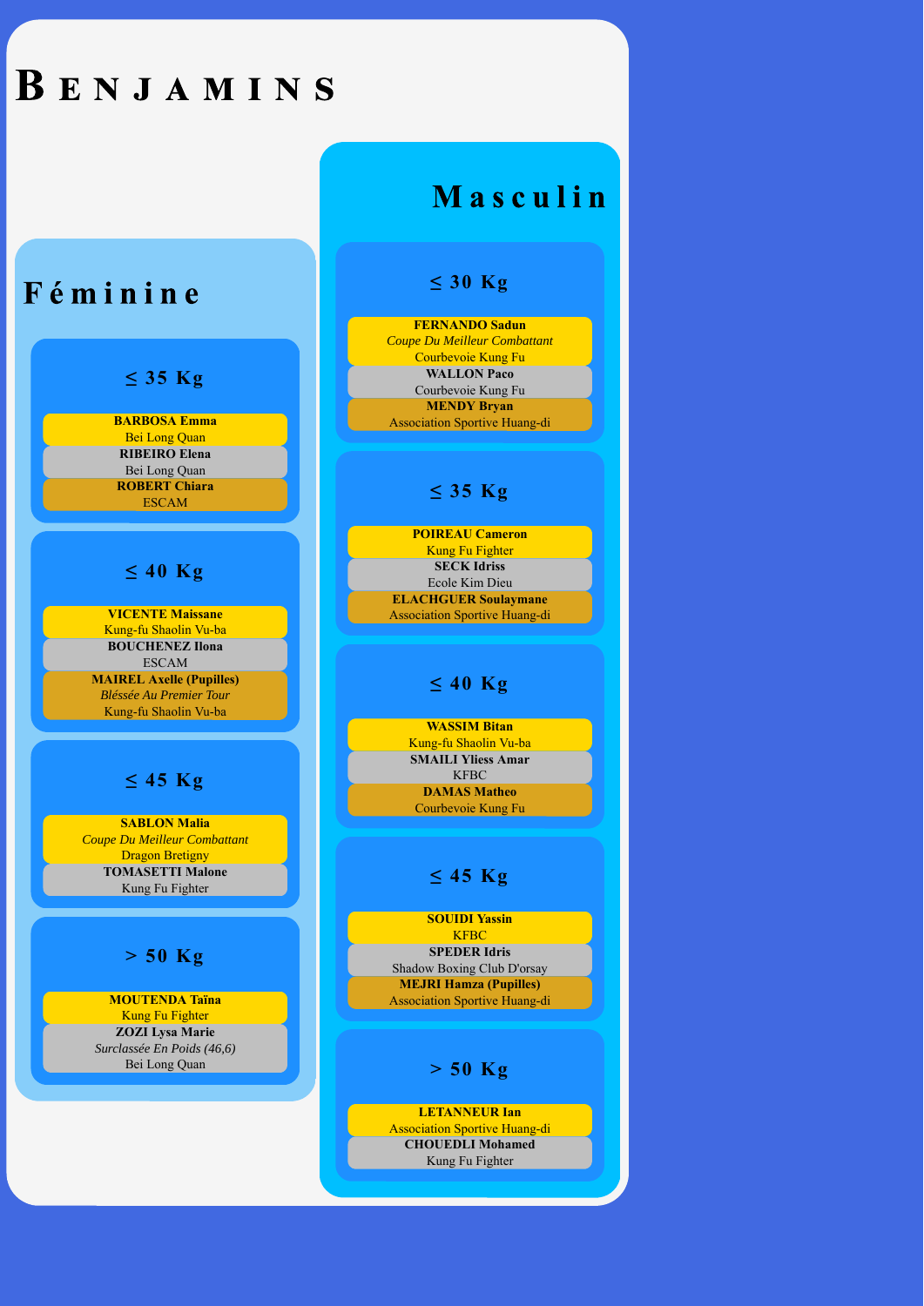# Benjamins

## Féminine

### ≤ 35 Kg

**BARBOSA Emma**
Bei Long Quan

**RIBEIRO Elena**
Bei Long Quan

**ROBERT Chiara**
ESCAM

### ≤ 40 Kg

**VICENTE Maissane**
Kung-fu Shaolin Vu-ba

**BOUCHENEZ Ilona**
ESCAM

**MAIREL Axelle (Pupilles)**
*Bléssée Au Premier Tour*
Kung-fu Shaolin Vu-ba

### ≤ 45 Kg

**SABLON Malia**
*Coupe Du Meilleur Combattant*
Dragon Bretigny

**TOMASETTI Malone**
Kung Fu Fighter

### > 50 Kg

**MOUTENDA Taïna**
Kung Fu Fighter

**ZOZI Lysa Marie**
*Surclassée En Poids (46,6)*
Bei Long Quan

## Masculin

### ≤ 30 Kg

**FERNANDO Sadun**
*Coupe Du Meilleur Combattant*
Courbevoie Kung Fu

**WALLON Paco**
Courbevoie Kung Fu

**MENDY Bryan**
Association Sportive Huang-di

### ≤ 35 Kg

**POIREAU Cameron**
Kung Fu Fighter

**SECK Idriss**
Ecole Kim Dieu

**ELACHGUER Soulaymane**
Association Sportive Huang-di

### ≤ 40 Kg

**WASSIM Bitan**
Kung-fu Shaolin Vu-ba

**SMAILI Yliess Amar**
KFBC

**DAMAS Matheo**
Courbevoie Kung Fu

### ≤ 45 Kg

**SOUIDI Yassin**
KFBC

**SPEDER Idris**
Shadow Boxing Club D'orsay

**MEJRI Hamza (Pupilles)**
Association Sportive Huang-di

### > 50 Kg

**LETANNEUR Ian**
Association Sportive Huang-di

**CHOUEDLI Mohamed**
Kung Fu Fighter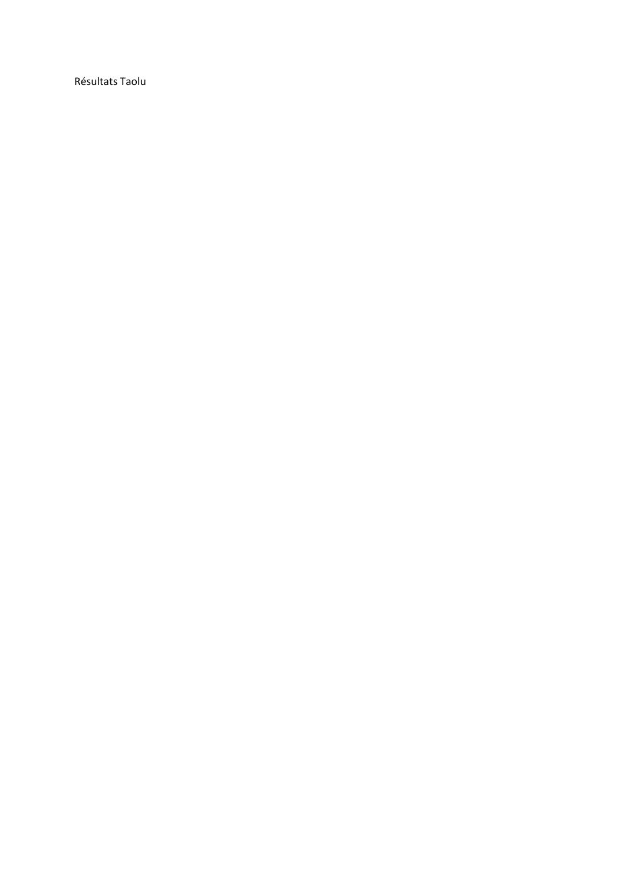Résultats Taolu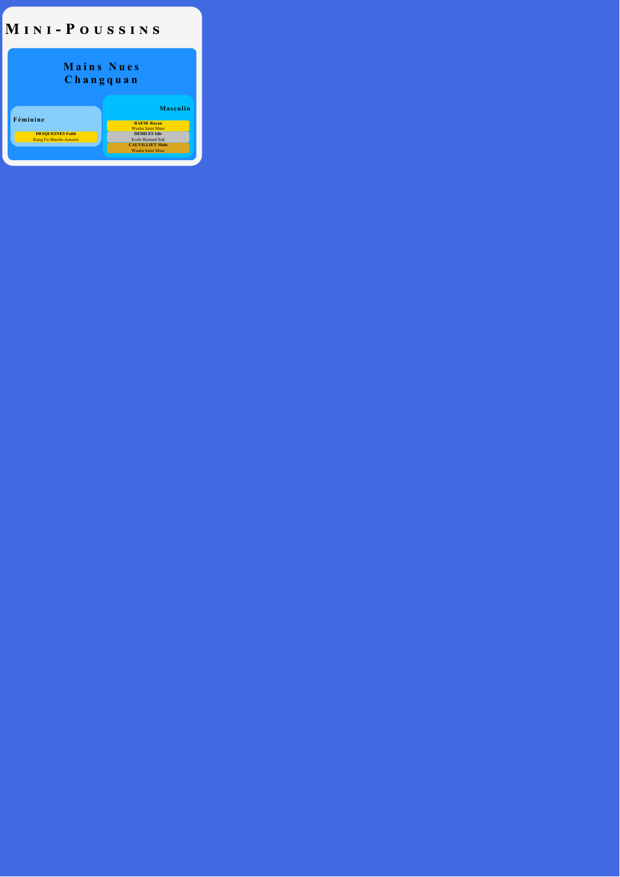# Mini-Poussins

## Mains Nues Changquan

### Féminine

**DESQUESNES Faith**
Kung Fu Shaolin Auxerre

### Masculin

**RAESE Rayan**
Wushu Saint Maur

**DEHILES Idir**
Ecole Bernard Sok

**CAUVILLIET Malo**
Wushu Saint Maur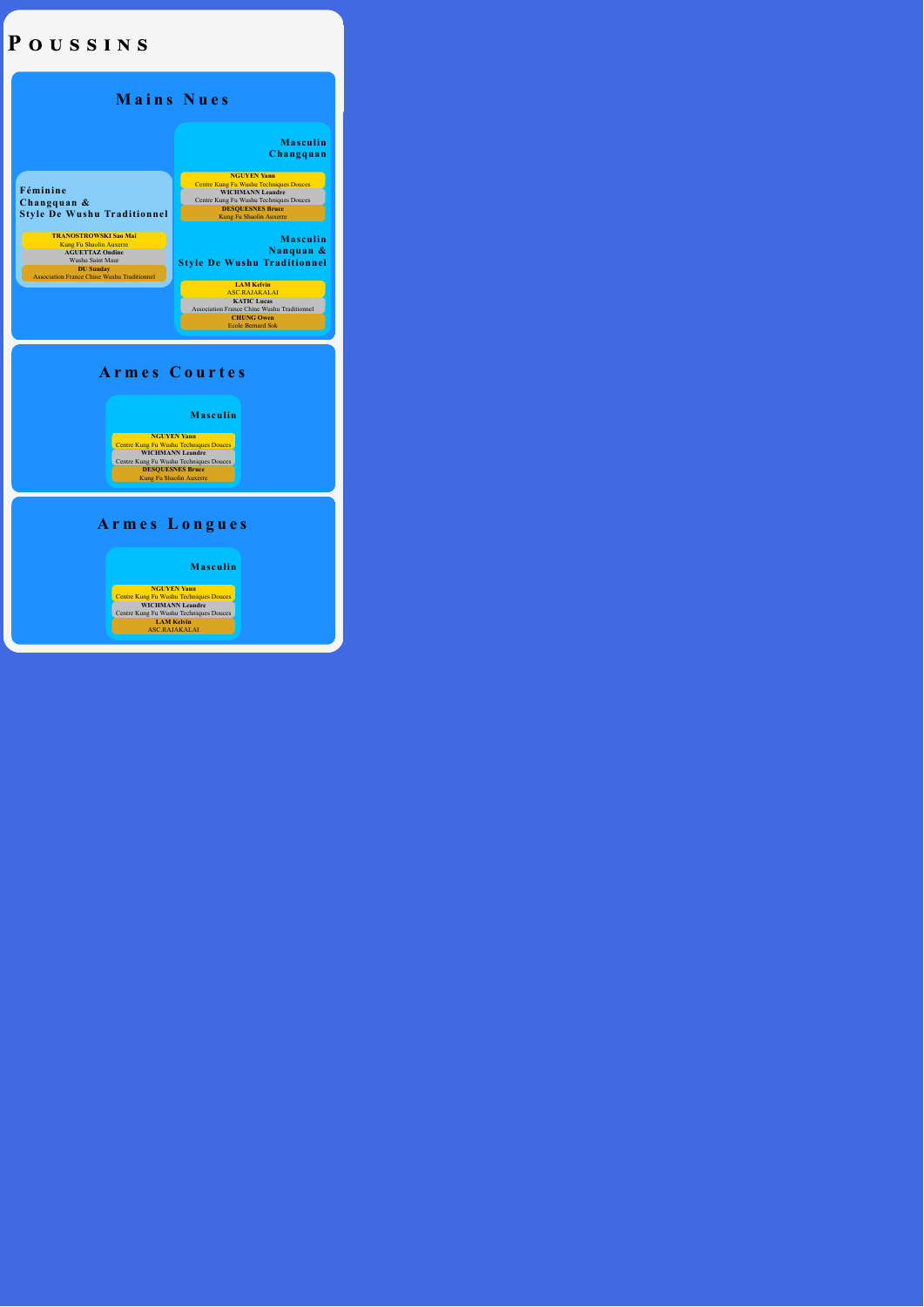# Poussins

## Mains Nues

### Féminine Changquan & Style De Wushu Traditionnel

**TRANOSTROWSKI Sao Mai**
Kung Fu Shaolin Auxerre

**AGUETTAZ Ondine**
Wushu Saint Maur

**DU Sunday**
Association France Chine Wushu Traditionnel

### Masculin Changquan

**NGUYEN Yann**
Centre Kung Fu Wushu Techniques Douces

**WICHMANN Leandre**
Centre Kung Fu Wushu Techniques Douces

**DESQUESNES Bruce**
Kung Fu Shaolin Auxerre

### Masculin Nanquan & Style De Wushu Traditionnel

**LAM Kelvin**
ASC.RAJAKALAI

**KATIC Lucas**
Association France Chine Wushu Traditionnel

**CHUNG Owen**
Ecole Bernard Sok

## Armes Courtes

### Masculin

**NGUYEN Yann**
Centre Kung Fu Wushu Techniques Douces

**WICHMANN Leandre**
Centre Kung Fu Wushu Techniques Douces

**DESQUESNES Bruce**
Kung Fu Shaolin Auxerre

## Armes Longues

### Masculin

**NGUYEN Yann**
Centre Kung Fu Wushu Techniques Douces

**WICHMANN Leandre**
Centre Kung Fu Wushu Techniques Douces

**LAM Kelvin**
ASC.RAJAKALAI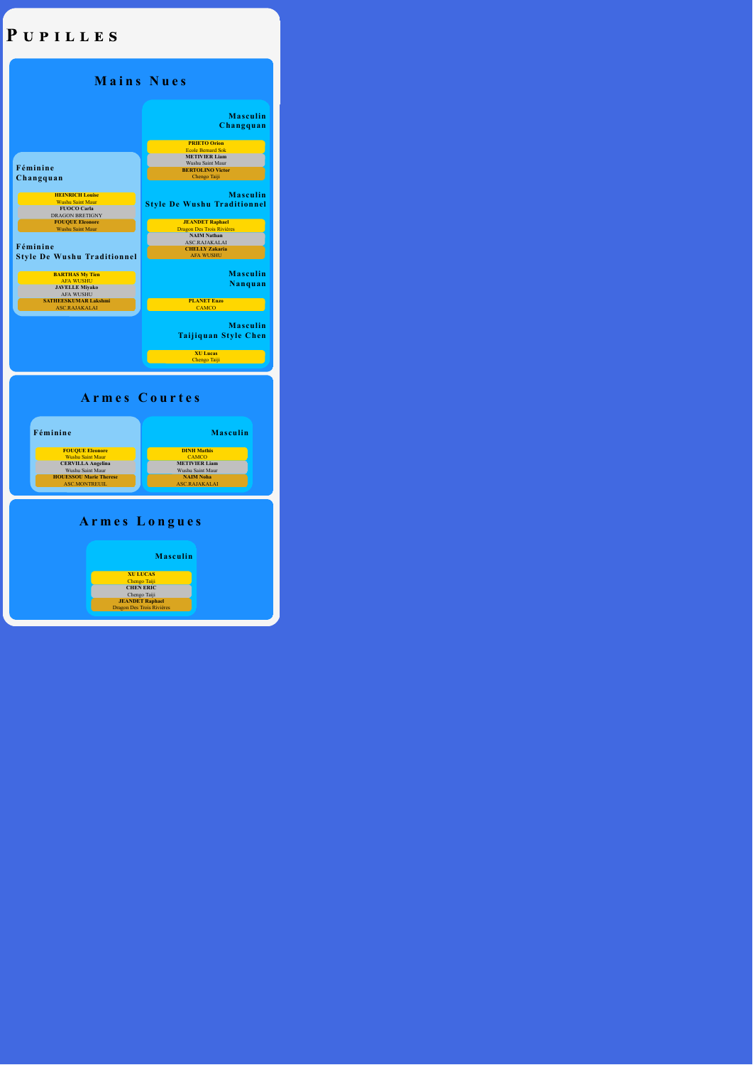# Pupilles

## Mains Nues

### Féminine Changquan

1. **HEINRICH Louise** — Wushu Saint Maur
2. **FUOCO Carla** — DRAGON BRETIGNY
3. **FOUQUE Eleonore** — Wushu Saint Maur

### Féminine Style De Wushu Traditionnel

1. **BARTHAS My Tien** — AFA WUSHU
2. **JAVELLE Miyako** — AFA WUSHU
3. **SATHEESKUMAR Lakshmi** — ASC.RAJAKALAI

### Masculin Changquan

1. **PRIETO Orion** — Ecole Bernard Sok
2. **METIVIER Liam** — Wushu Saint Maur
3. **BERTOLINO Victor** — Chengo Taiji

### Masculin Style De Wushu Traditionnel

1. **JEANDET Raphael** — Dragon Des Trois Rivières
2. **NAIM Nathan** — ASC.RAJAKALAI
3. **CHELLY Zakaria** — AFA WUSHU

### Masculin Nanquan

1. **PLANET Enzo** — CAMCO

### Masculin Taijiquan Style Chen

1. **XU Lucas** — Chengo Taiji

## Armes Courtes

### Féminine

1. **FOUQUE Eleonore** — Wushu Saint Maur
2. **CERVILLA Angelina** — Wushu Saint Maur
3. **HOUESSOU Marie Therese** — ASC.MONTREUIL

### Masculin

1. **DINH Mathis** — CAMCO
2. **METIVIER Liam** — Wushu Saint Maur
3. **NAIM Noha** — ASC.RAJAKALAI

## Armes Longues

### Masculin

1. **XU LUCAS** — Chengo Taiji
2. **CHEN ERIC** — Chengo Taiji
3. **JEANDET Raphael** — Dragon Des Trois Rivières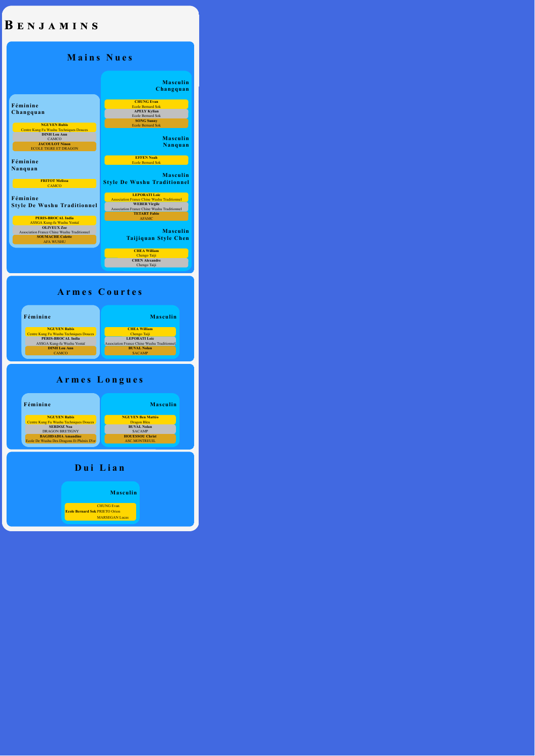# Benjamins

## Mains Nues

### Féminine Changquan

- **NGUYEN Rubis** — Centre Kung Fu Wushu Techniques Douces
- **DINH Lou Ann** — CAMCO
- **JACOULOT Ninon** — ECOLE TIGRE ET DRAGON

### Féminine Nanquan

- **FRITOT Melissa** — CAMCO

### Féminine Style De Wushu Traditionnel

- **PERIS-BROCAL India** — ASSGA Kung-fu Wushu Yontaï
- **OLIVEUX Zoe** — Association France Chine Wushu Traditionnel
- **SOUMACHE Colette** — AFA WUSHU

### Masculin Changquan

- **CHUNG Evan** — Ecole Bernard Sok
- **APELY Kylian** — Ecole Bernard Sok
- **SONG Sunny** — Ecole Bernard Sok

### Masculin Nanquan

- **EFFEN Noah** — Ecole Bernard Sok

### Masculin Style De Wushu Traditionnel

- **LEPORATI Loic** — Association France Chine Wushu Traditionnel
- **WEBER Virgile** — Association France Chine Wushu Traditionnel
- **TETART Fabio** — AFAMC

### Masculin Taijiquan Style Chen

- **CHEA William** — Chengo Taiji
- **CHEN Alexandre** — Chengo Taiji

## Armes Courtes

### Féminine

- **NGUYEN Rubis** — Centre Kung Fu Wushu Techniques Douces
- **PERIS-BROCAL India** — ASSGA Kung-fu Wushu Yontaï
- **DINH Lou Ann** — CAMCO

### Masculin

- **CHEA William** — Chengo Taiji
- **LEPORATI Loic** — Association France Chine Wushu Traditionnel
- **BUVAL Nolan** — SACAMP

## Armes Longues

### Féminine

- **NGUYEN Rubis** — Centre Kung Fu Wushu Techniques Douces
- **SERDOZ Noa** — DRAGON BRETIGNY
- **BAGHDADIA Amandine** — Ecole De Wushu Des Dragons Et Phénix D'or

### Masculin

- **NGUYEN Ben Mattéo** — Dragon Bleu
- **BUVAL Nolan** — SACAMP
- **HOUESSOU Christ** — ASC.MONTREUIL

## Dui Lian

### Masculin

- **Ecole Bernard Sok** — CHUNG Evan, PRIETO Orion, MARSEGAN Lucas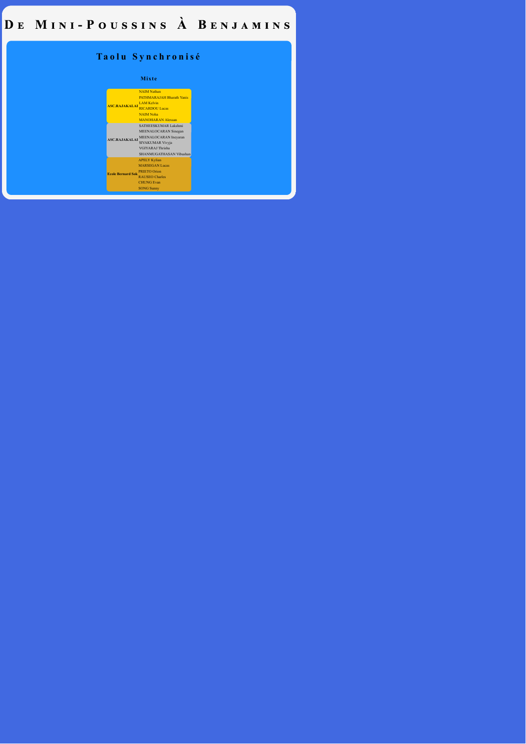# De Mini-Poussins à Benjamins

## Taolu Synchronisé

### Mixte

| Club | Membres |
|---|---|
| **ASC.RAJAKALAI** | NAIM Nathan<br>PATHMARAJAH Bharath Yanis<br>LAM Kelvin<br>RICARDOU Lucas<br>NAIM Noha<br>MANOHARAN Alexsan |
| **ASC.RAJAKALAI** | SATHEESKUMAR Lakshmi<br>MEENALOCARAN Sinegan<br>MEENALOCARAN Ineyaran<br>SIVAKUMAR Vivyja<br>VGIYARAJ Thrisha<br>SHANMUGATHASAN Vibushan |
| **Ecole Bernard Sok** | APELY Kylian<br>MARSEGAN Lucas<br>PRIETO Orion<br>RAUSEO Charles<br>CHUNG Evan<br>SONG Sunny |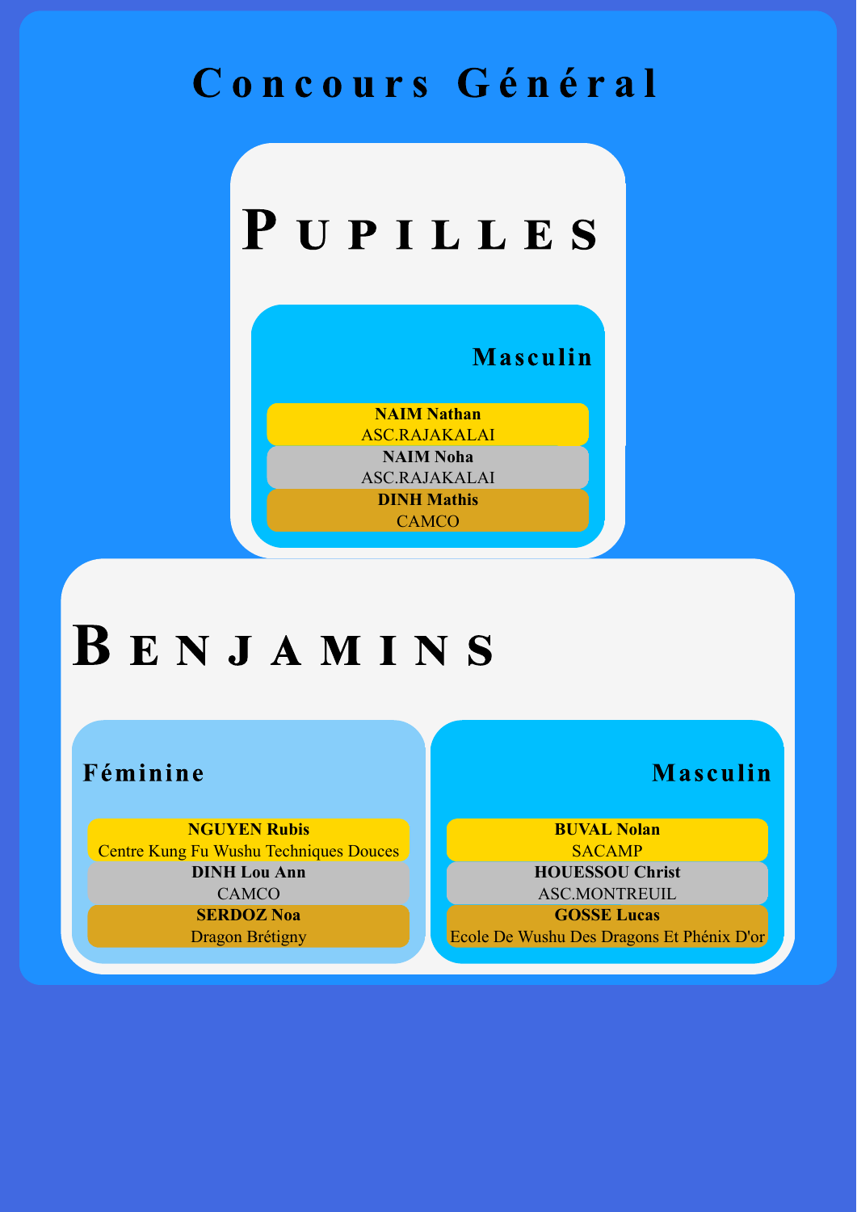# Concours Général

## Pupilles

### Masculin

**NAIM Nathan**
ASC.RAJAKALAI

**NAIM Noha**
ASC.RAJAKALAI

**DINH Mathis**
CAMCO

## Benjamins

### Féminine

**NGUYEN Rubis**
Centre Kung Fu Wushu Techniques Douces

**DINH Lou Ann**
CAMCO

**SERDOZ Noa**
Dragon Brétigny

### Masculin

**BUVAL Nolan**
SACAMP

**HOUESSOU Christ**
ASC.MONTREUIL

**GOSSE Lucas**
Ecole De Wushu Des Dragons Et Phénix D'or